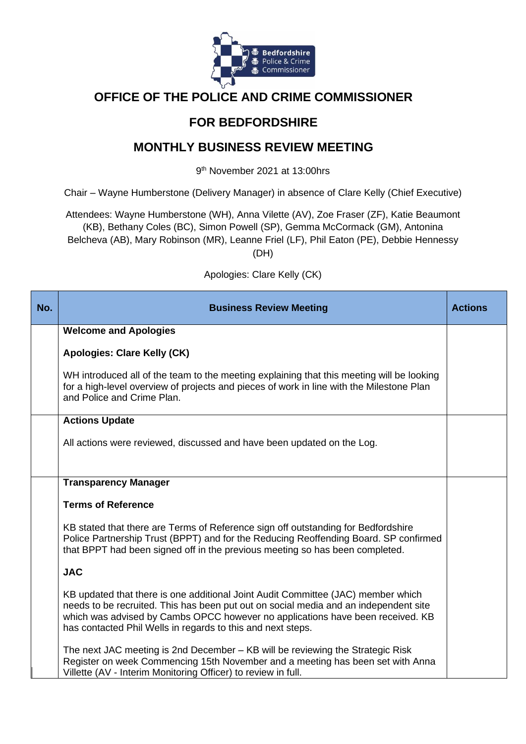# OFFICE OF THE POLICE AND CRIME COMMISSIONER

# FOR BEDFORDSHIRE

# MONTHLY BUSINESS REVIEW MEETING

9th November 2021 at 13:00hrs

Chair – Wayne Humberstone (Delivery Manager) in absence of Clare Kelly (Chief Executive)

Attendees: Wayne Humberstone (WH), Anna Vilette (AV), Zoe Fraser (ZF), Katie Beaumont (KB), Bethany Coles (BC), Simon Powell (SP), Gemma McCormack (GM), Antonina Belcheva (AB), Mary Robinson (MR), Leanne Friel (LF), Phil Eaton (PE), Debbie Hennessy (DH)

Apologies: Clare Kelly (CK)

| No. | Business Review Meeting | Actions |
|---|---|---|
| | **Welcome and Apologies**<br><br>**Apologies: Clare Kelly (CK)**<br><br>WH introduced all of the team to the meeting explaining that this meeting will be looking for a high-level overview of projects and pieces of work in line with the Milestone Plan and Police and Crime Plan. | |
| | **Actions Update**<br><br>All actions were reviewed, discussed and have been updated on the Log. | |
| | **Transparency Manager**<br><br>**Terms of Reference**<br><br>KB stated that there are Terms of Reference sign off outstanding for Bedfordshire Police Partnership Trust (BPPT) and for the Reducing Reoffending Board. SP confirmed that BPPT had been signed off in the previous meeting so has been completed.<br><br>**JAC**<br><br>KB updated that there is one additional Joint Audit Committee (JAC) member which needs to be recruited. This has been put out on social media and an independent site which was advised by Cambs OPCC however no applications have been received. KB has contacted Phil Wells in regards to this and next steps.<br><br>The next JAC meeting is 2nd December – KB will be reviewing the Strategic Risk Register on week Commencing 15th November and a meeting has been set with Anna Villette (AV - Interim Monitoring Officer) to review in full. | |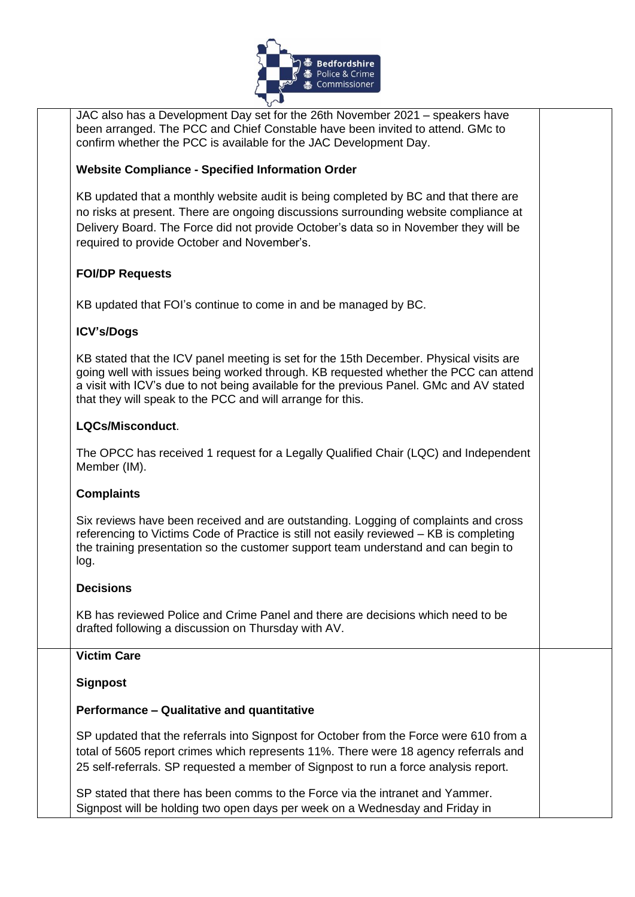JAC also has a Development Day set for the 26th November 2021 – speakers have been arranged. The PCC and Chief Constable have been invited to attend. GMc to confirm whether the PCC is available for the JAC Development Day.

**Website Compliance - Specified Information Order**

KB updated that a monthly website audit is being completed by BC and that there are no risks at present. There are ongoing discussions surrounding website compliance at Delivery Board. The Force did not provide October's data so in November they will be required to provide October and November's.

**FOI/DP Requests**

KB updated that FOI's continue to come in and be managed by BC.

**ICV's/Dogs**

KB stated that the ICV panel meeting is set for the 15th December. Physical visits are going well with issues being worked through. KB requested whether the PCC can attend a visit with ICV's due to not being available for the previous Panel. GMc and AV stated that they will speak to the PCC and will arrange for this.

**LQCs/Misconduct**.

The OPCC has received 1 request for a Legally Qualified Chair (LQC) and Independent Member (IM).

**Complaints**

Six reviews have been received and are outstanding. Logging of complaints and cross referencing to Victims Code of Practice is still not easily reviewed – KB is completing the training presentation so the customer support team understand and can begin to log.

**Decisions**

KB has reviewed Police and Crime Panel and there are decisions which need to be drafted following a discussion on Thursday with AV.

**Victim Care**

**Signpost**

**Performance – Qualitative and quantitative**

SP updated that the referrals into Signpost for October from the Force were 610 from a total of 5605 report crimes which represents 11%. There were 18 agency referrals and 25 self-referrals. SP requested a member of Signpost to run a force analysis report.

SP stated that there has been comms to the Force via the intranet and Yammer. Signpost will be holding two open days per week on a Wednesday and Friday in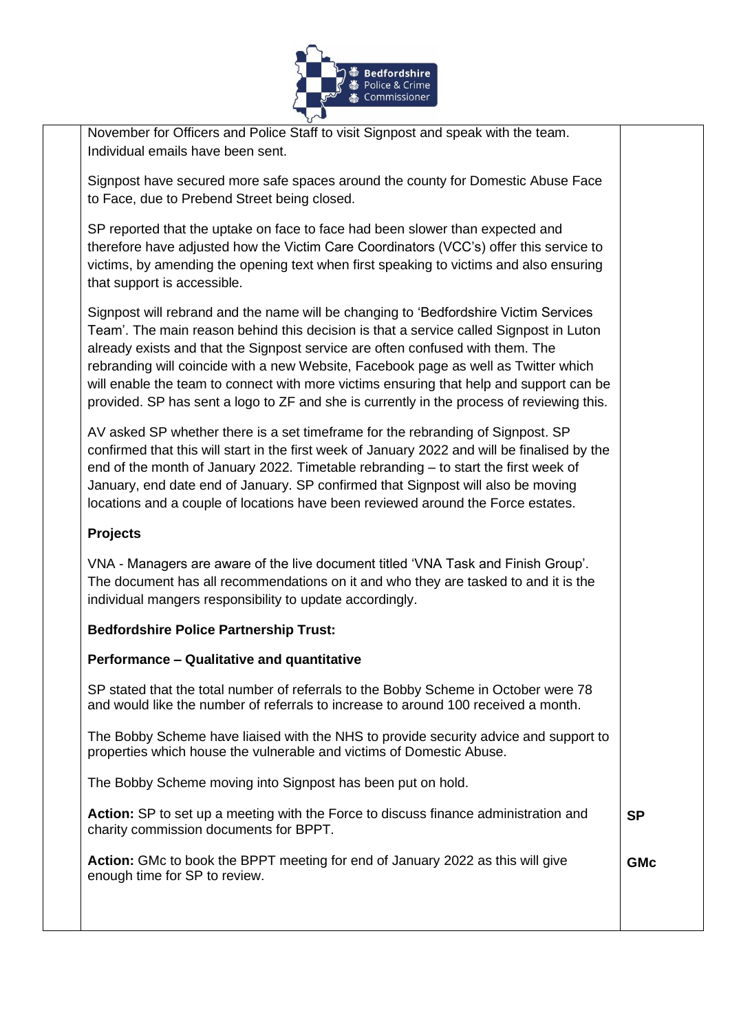| | | |
|---|---|---|
| | November for Officers and Police Staff to visit Signpost and speak with the team. Individual emails have been sent.<br><br>Signpost have secured more safe spaces around the county for Domestic Abuse Face to Face, due to Prebend Street being closed.<br><br>SP reported that the uptake on face to face had been slower than expected and therefore have adjusted how the Victim Care Coordinators (VCC's) offer this service to victims, by amending the opening text when first speaking to victims and also ensuring that support is accessible.<br><br>Signpost will rebrand and the name will be changing to 'Bedfordshire Victim Services Team'. The main reason behind this decision is that a service called Signpost in Luton already exists and that the Signpost service are often confused with them. The rebranding will coincide with a new Website, Facebook page as well as Twitter which will enable the team to connect with more victims ensuring that help and support can be provided. SP has sent a logo to ZF and she is currently in the process of reviewing this.<br><br>AV asked SP whether there is a set timeframe for the rebranding of Signpost. SP confirmed that this will start in the first week of January 2022 and will be finalised by the end of the month of January 2022. Timetable rebranding – to start the first week of January, end date end of January. SP confirmed that Signpost will also be moving locations and a couple of locations have been reviewed around the Force estates.<br><br>**Projects**<br><br>VNA - Managers are aware of the live document titled 'VNA Task and Finish Group'. The document has all recommendations on it and who they are tasked to and it is the individual mangers responsibility to update accordingly.<br><br>**Bedfordshire Police Partnership Trust:**<br><br>**Performance – Qualitative and quantitative**<br><br>SP stated that the total number of referrals to the Bobby Scheme in October were 78 and would like the number of referrals to increase to around 100 received a month.<br><br>The Bobby Scheme have liaised with the NHS to provide security advice and support to properties which house the vulnerable and victims of Domestic Abuse.<br><br>The Bobby Scheme moving into Signpost has been put on hold.<br><br>**Action:** SP to set up a meeting with the Force to discuss finance administration and charity commission documents for BPPT.<br><br>**Action:** GMc to book the BPPT meeting for end of January 2022 as this will give enough time for SP to review. | <br><br><br><br><br><br><br><br><br><br><br><br><br><br><br><br><br><br><br><br><br><br><br><br><br><br><br><br><br><br>**SP**<br><br>**GMc** |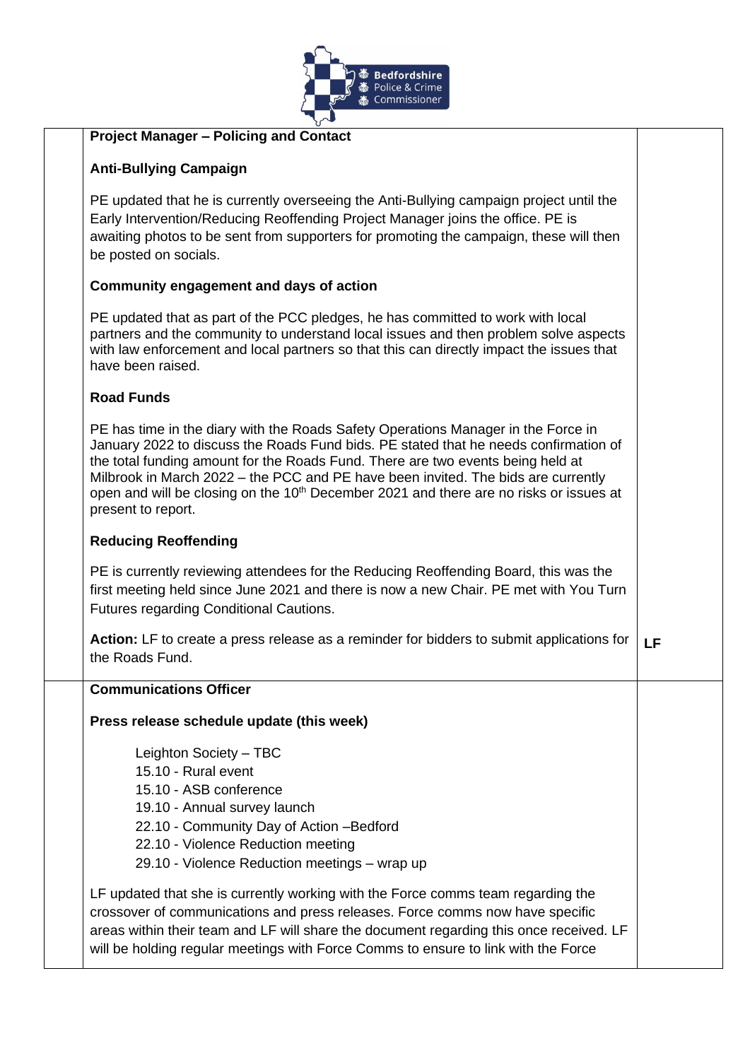| | | |
|---|---|---|
| | **Project Manager – Policing and Contact**<br><br>**Anti-Bullying Campaign**<br><br>PE updated that he is currently overseeing the Anti-Bullying campaign project until the Early Intervention/Reducing Reoffending Project Manager joins the office. PE is awaiting photos to be sent from supporters for promoting the campaign, these will then be posted on socials.<br><br>**Community engagement and days of action**<br><br>PE updated that as part of the PCC pledges, he has committed to work with local partners and the community to understand local issues and then problem solve aspects with law enforcement and local partners so that this can directly impact the issues that have been raised.<br><br>**Road Funds**<br><br>PE has time in the diary with the Roads Safety Operations Manager in the Force in January 2022 to discuss the Roads Fund bids. PE stated that he needs confirmation of the total funding amount for the Roads Fund. There are two events being held at Milbrook in March 2022 – the PCC and PE have been invited. The bids are currently open and will be closing on the 10th December 2021 and there are no risks or issues at present to report.<br><br>**Reducing Reoffending**<br><br>PE is currently reviewing attendees for the Reducing Reoffending Board, this was the first meeting held since June 2021 and there is now a new Chair. PE met with You Turn Futures regarding Conditional Cautions.<br><br>**Action:** LF to create a press release as a reminder for bidders to submit applications for the Roads Fund. | **LF** |
| | **Communications Officer**<br><br>**Press release schedule update (this week)**<br><br>Leighton Society – TBC<br>15.10 - Rural event<br>15.10 - ASB conference<br>19.10 - Annual survey launch<br>22.10 - Community Day of Action –Bedford<br>22.10 - Violence Reduction meeting<br>29.10 - Violence Reduction meetings – wrap up<br><br>LF updated that she is currently working with the Force comms team regarding the crossover of communications and press releases. Force comms now have specific areas within their team and LF will share the document regarding this once received. LF will be holding regular meetings with Force Comms to ensure to link with the Force | |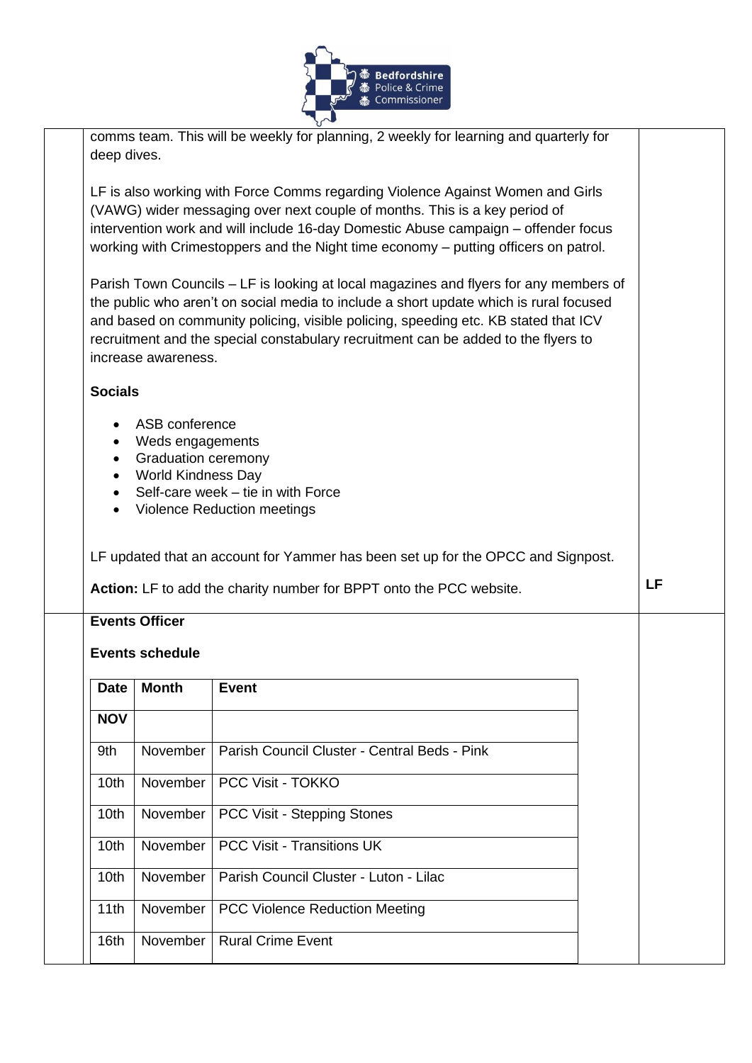comms team. This will be weekly for planning, 2 weekly for learning and quarterly for deep dives.

LF is also working with Force Comms regarding Violence Against Women and Girls (VAWG) wider messaging over next couple of months. This is a key period of intervention work and will include 16-day Domestic Abuse campaign – offender focus working with Crimestoppers and the Night time economy – putting officers on patrol.

Parish Town Councils – LF is looking at local magazines and flyers for any members of the public who aren't on social media to include a short update which is rural focused and based on community policing, visible policing, speeding etc. KB stated that ICV recruitment and the special constabulary recruitment can be added to the flyers to increase awareness.

**Socials**

- ASB conference
- Weds engagements
- Graduation ceremony
- World Kindness Day
- Self-care week – tie in with Force
- Violence Reduction meetings

LF updated that an account for Yammer has been set up for the OPCC and Signpost.

**Action:** LF to add the charity number for BPPT onto the PCC website. **LF**

**Events Officer**

**Events schedule**

| Date | Month | Event |
|---|---|---|
| NOV | | |
| 9th | November | Parish Council Cluster - Central Beds - Pink |
| 10th | November | PCC Visit - TOKKO |
| 10th | November | PCC Visit - Stepping Stones |
| 10th | November | PCC Visit - Transitions UK |
| 10th | November | Parish Council Cluster - Luton - Lilac |
| 11th | November | PCC Violence Reduction Meeting |
| 16th | November | Rural Crime Event |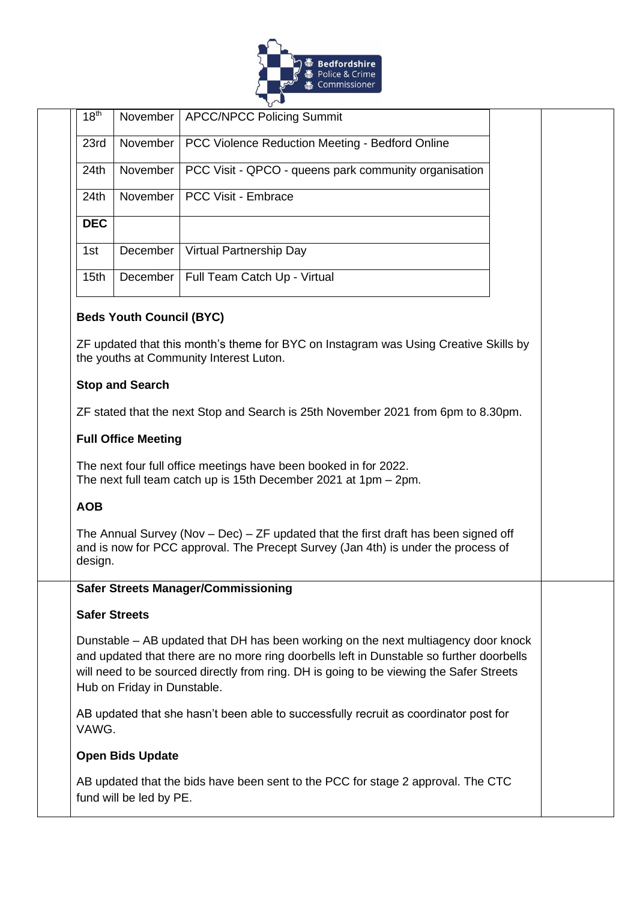| | | |
|---|---|---|
| 18th | November | APCC/NPCC Policing Summit |
| 23rd | November | PCC Violence Reduction Meeting - Bedford Online |
| 24th | November | PCC Visit - QPCO - queens park community organisation |
| 24th | November | PCC Visit - Embrace |
| **DEC** | | |
| 1st | December | Virtual Partnership Day |
| 15th | December | Full Team Catch Up - Virtual |

**Beds Youth Council (BYC)**

ZF updated that this month's theme for BYC on Instagram was Using Creative Skills by the youths at Community Interest Luton.

**Stop and Search**

ZF stated that the next Stop and Search is 25th November 2021 from 6pm to 8.30pm.

**Full Office Meeting**

The next four full office meetings have been booked in for 2022.
The next full team catch up is 15th December 2021 at 1pm – 2pm.

**AOB**

The Annual Survey (Nov – Dec) – ZF updated that the first draft has been signed off and is now for PCC approval. The Precept Survey (Jan 4th) is under the process of design.

**Safer Streets Manager/Commissioning**

**Safer Streets**

Dunstable – AB updated that DH has been working on the next multiagency door knock and updated that there are no more ring doorbells left in Dunstable so further doorbells will need to be sourced directly from ring. DH is going to be viewing the Safer Streets Hub on Friday in Dunstable.

AB updated that she hasn't been able to successfully recruit as coordinator post for VAWG.

**Open Bids Update**

AB updated that the bids have been sent to the PCC for stage 2 approval. The CTC fund will be led by PE.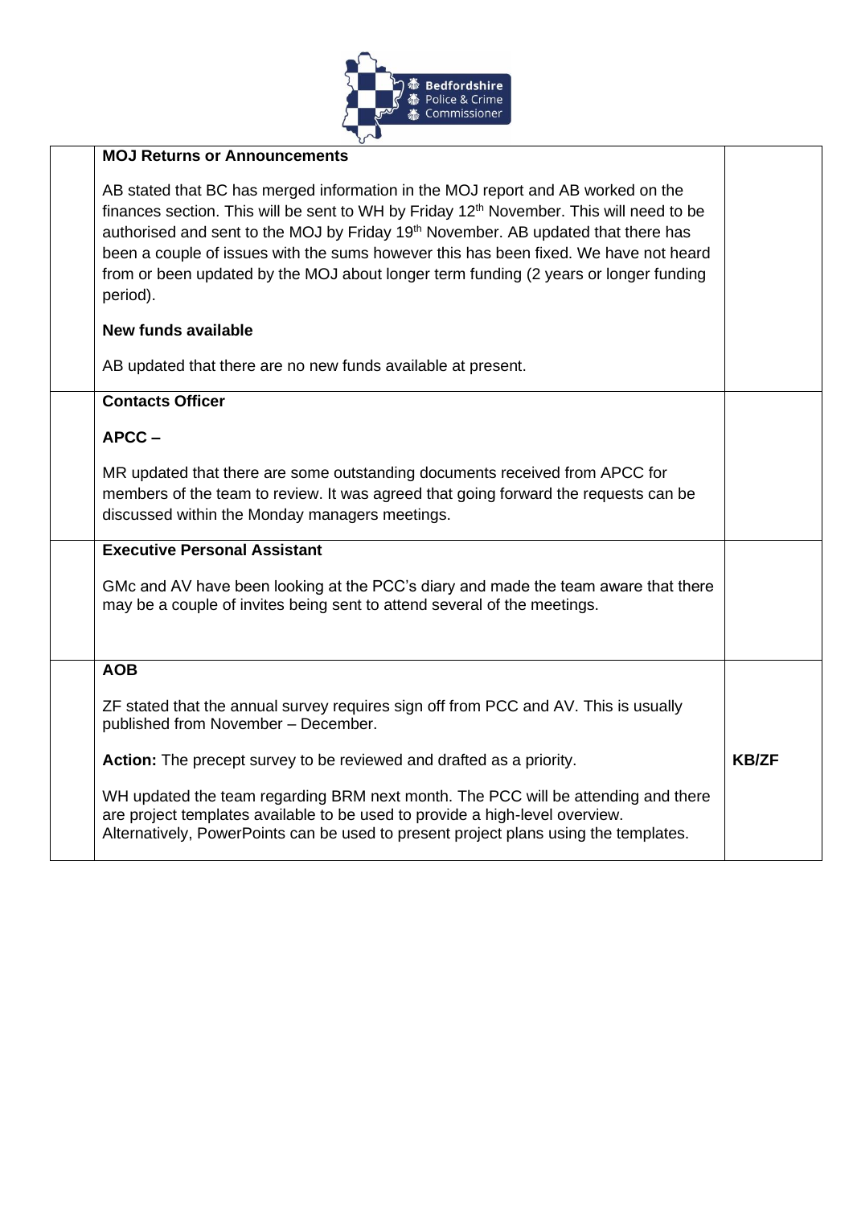| | | |
|---|---|---|
| | **MOJ Returns or Announcements**<br><br>AB stated that BC has merged information in the MOJ report and AB worked on the finances section. This will be sent to WH by Friday 12th November. This will need to be authorised and sent to the MOJ by Friday 19th November. AB updated that there has been a couple of issues with the sums however this has been fixed. We have not heard from or been updated by the MOJ about longer term funding (2 years or longer funding period).<br><br>**New funds available**<br><br>AB updated that there are no new funds available at present. | |
| | **Contacts Officer**<br><br>**APCC –**<br><br>MR updated that there are some outstanding documents received from APCC for members of the team to review. It was agreed that going forward the requests can be discussed within the Monday managers meetings. | |
| | **Executive Personal Assistant**<br><br>GMc and AV have been looking at the PCC's diary and made the team aware that there may be a couple of invites being sent to attend several of the meetings. | |
| | **AOB**<br><br>ZF stated that the annual survey requires sign off from PCC and AV. This is usually published from November – December.<br><br>**Action:** The precept survey to be reviewed and drafted as a priority.<br><br>WH updated the team regarding BRM next month. The PCC will be attending and there are project templates available to be used to provide a high-level overview. Alternatively, PowerPoints can be used to present project plans using the templates. | **KB/ZF** |